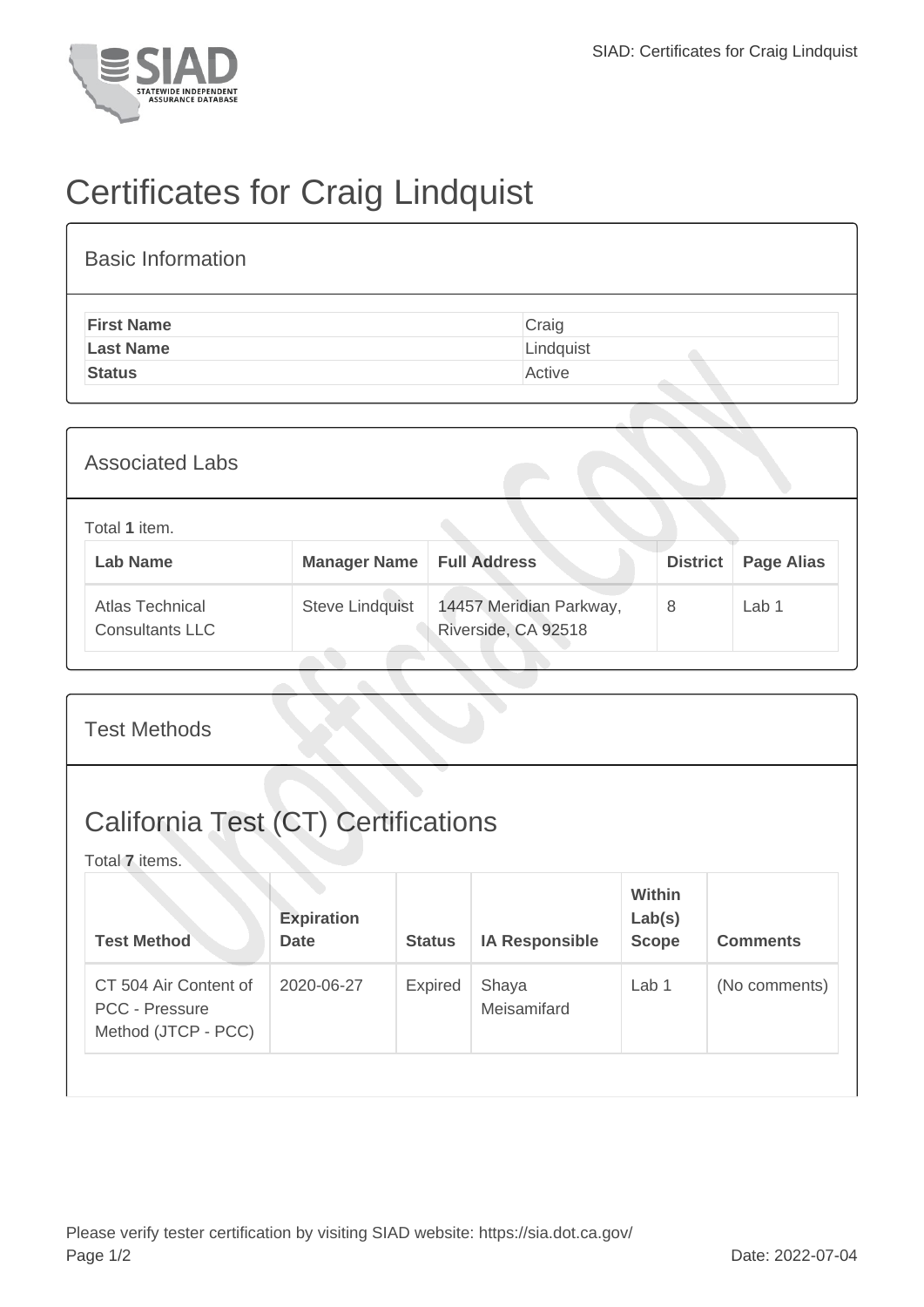# Certificates for Craig Lindquist

## Basic Information

| | |
|---|---|
| **First Name** | Craig |
| **Last Name** | Lindquist |
| **Status** | Active |

## Associated Labs

Total **1** item.

| Lab Name | Manager Name | Full Address | District | Page Alias |
|---|---|---|---|---|
| Atlas Technical Consultants LLC | Steve Lindquist | 14457 Meridian Parkway, Riverside, CA 92518 | 8 | Lab 1 |

## Test Methods

## California Test (CT) Certifications

Total **7** items.

| Test Method | Expiration Date | Status | IA Responsible | Within Lab(s) Scope | Comments |
|---|---|---|---|---|---|
| CT 504 Air Content of PCC - Pressure Method (JTCP - PCC) | 2020-06-27 | Expired | Shaya Meisamifard | Lab 1 | (No comments) |

Please verify tester certification by visiting SIAD website: https://sia.dot.ca.gov/

Date: 2022-07-04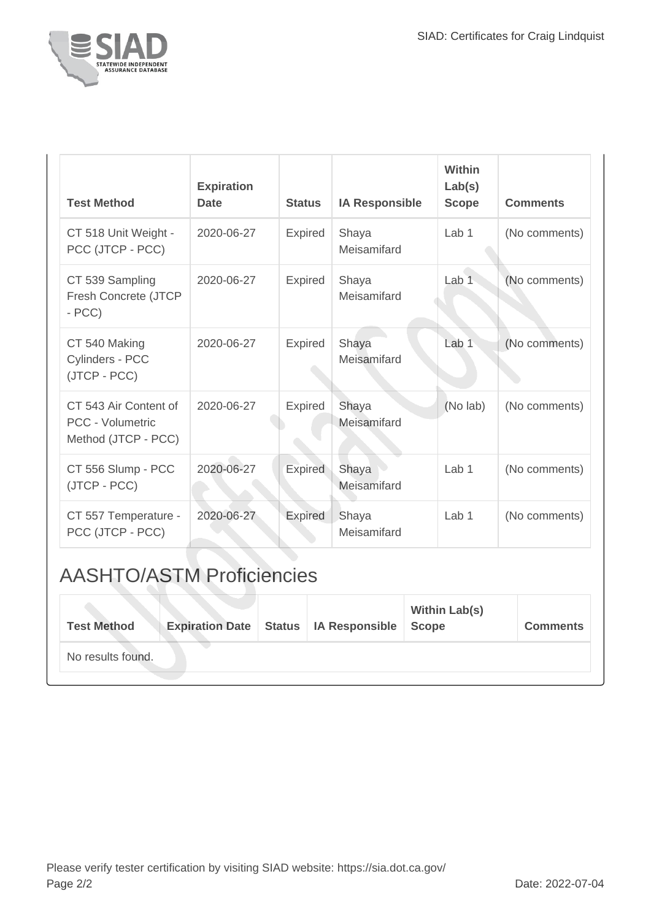| Test Method | Expiration Date | Status | IA Responsible | Within Lab(s) Scope | Comments |
|---|---|---|---|---|---|
| CT 518 Unit Weight - PCC (JTCP - PCC) | 2020-06-27 | Expired | Shaya Meisamifard | Lab 1 | (No comments) |
| CT 539 Sampling Fresh Concrete (JTCP - PCC) | 2020-06-27 | Expired | Shaya Meisamifard | Lab 1 | (No comments) |
| CT 540 Making Cylinders - PCC (JTCP - PCC) | 2020-06-27 | Expired | Shaya Meisamifard | Lab 1 | (No comments) |
| CT 543 Air Content of PCC - Volumetric Method (JTCP - PCC) | 2020-06-27 | Expired | Shaya Meisamifard | (No lab) | (No comments) |
| CT 556 Slump - PCC (JTCP - PCC) | 2020-06-27 | Expired | Shaya Meisamifard | Lab 1 | (No comments) |
| CT 557 Temperature - PCC (JTCP - PCC) | 2020-06-27 | Expired | Shaya Meisamifard | Lab 1 | (No comments) |

## AASHTO/ASTM Proficiencies

| Test Method | Expiration Date | Status | IA Responsible | Within Lab(s) Scope | Comments |
|---|---|---|---|---|---|
| No results found. | | | | | |

Please verify tester certification by visiting SIAD website: https://sia.dot.ca.gov/

Date: 2022-07-04